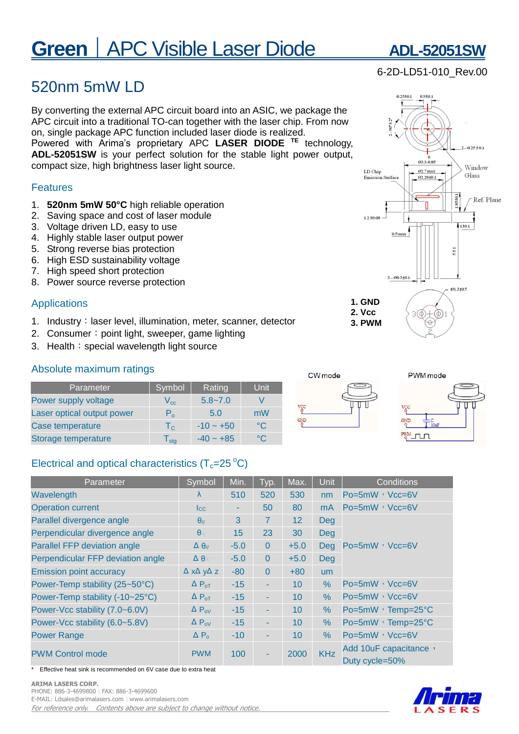# Green | APC Visible Laser Diode

**ADL-52051SW**

6-2D-LD51-010_Rev.00

## 520nm 5mW LD

By converting the external APC circuit board into an ASIC, we package the APC circuit into a traditional TO-can together with the laser chip. From now on, single package APC function included laser diode is realized.
Powered with Arima's proprietary APC **LASER DIODE** [TE] technology, **ADL-52051SW** is your perfect solution for the stable light power output, compact size, high brightness laser light source.

### Features

1. **520nm 5mW 50°C** high reliable operation
2. Saving space and cost of laser module
3. Voltage driven LD, easy to use
4. Highly stable laser output power
5. Strong reverse bias protection
6. High ESD sustainability voltage
7. High speed short protection
8. Power source reverse protection

### Applications

1. Industry：laser level, illumination, meter, scanner, detector
2. Consumer：point light, sweeper, game lighting
3. Health：special wavelength light source

**1. GND**
**2. Vcc**
**3. PWM**

### Absolute maximum ratings

| Parameter | Symbol | Rating | Unit |
|---|---|---|---|
| Power supply voltage | $V_{cc}$ | 5.8~7.0 | V |
| Laser optical output power | $P_o$ | 5.0 | mW |
| Case temperature | $T_C$ | -10 ~ +50 | °C |
| Storage temperature | $T_{stg}$ | -40 ~ +85 | °C |

CW mode

PWM mode

### Electrical and optical characteristics ($T_c$=25 °C)

| Parameter | Symbol | Min. | Typ. | Max. | Unit | Conditions |
|---|---|---|---|---|---|---|
| Wavelength | $\lambda$ | 510 | 520 | 530 | nm | Po=5mW，Vcc=6V |
| Operation current | $I_{CC}$ | - | 50 | 80 | mA | Po=5mW，Vcc=6V |
| Parallel divergence angle | $\theta_{//}$ | 3 | 7 | 12 | Deg | Po=5mW，Vcc=6V |
| Perpendicular divergence angle | $\theta_{\perp}$ | 15 | 23 | 30 | Deg | |
| Parallel FFP deviation angle | $\Delta\theta_{//}$ | -5.0 | 0 | +5.0 | Deg | |
| Perpendicular FFP deviation angle | $\Delta\theta_{\perp}$ | -5.0 | 0 | +5.0 | Deg | |
| Emission point accuracy | $\Delta x \Delta y \Delta z$ | -80 | 0 | +80 | um | |
| Power-Temp stability (25~50°C) | $\Delta P_{oT}$ | -15 | - | 10 | % | Po=5mW，Vcc=6V |
| Power-Temp stability (-10~25°C) | $\Delta P_{oT}$ | -15 | - | 10 | % | Po=5mW，Vcc=6V |
| Power-Vcc stability (7.0~6.0V) | $\Delta P_{oV}$ | -15 | - | 10 | % | Po=5mW，Temp=25°C |
| Power-Vcc stability (6.0~5.8V) | $\Delta P_{oV}$ | -15 | - | 10 | % | Po=5mW，Temp=25°C |
| Power Range | $\Delta P_o$ | -10 | - | 10 | % | Po=5mW，Vcc=6V |
| PWM Control mode | PWM | 100 | - | 2000 | KHz | Add 10uF capacitance，Duty cycle=50% |

\* Effective heat sink is recommended on 6V case due to extra heat

**ARIMA LASERS CORP.**
PHONE: 886-3-4699800 | FAX: 886-3-4699600
E-MAIL: Ldsales@arimalasers.com | www.arimalasers.com
*For reference only. Contents above are subject to change without notice.*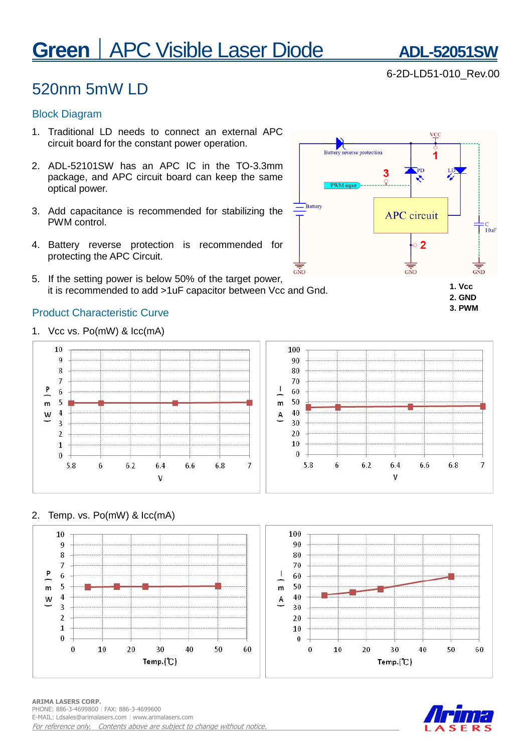# Green | APC Visible Laser Diode

**ADL-52051SW**

6-2D-LD51-010_Rev.00

## 520nm 5mW LD

### Block Diagram

1. Traditional LD needs to connect an external APC circuit board for the constant power operation.
2. ADL-52101SW has an APC IC in the TO-3.3mm package, and APC circuit board can keep the same optical power.
3. Add capacitance is recommended for stabilizing the PWM control.
4. Battery reverse protection is recommended for protecting the APC Circuit.
5. If the setting power is below 50% of the target power, it is recommended to add >1uF capacitor between Vcc and Gnd.

**1. Vcc**
**2. GND**
**3. PWM**

### Product Characteristic Curve

1. Vcc vs. Po(mW) & Icc(mA)

2. Temp. vs. Po(mW) & Icc(mA)

**ARIMA LASERS CORP.**
PHONE: 886-3-4699800 | FAX: 886-3-4699600
E-MAIL: Ldsales@arimalasers.com | www.arimalasers.com
*For reference only. Contents above are subject to change without notice.*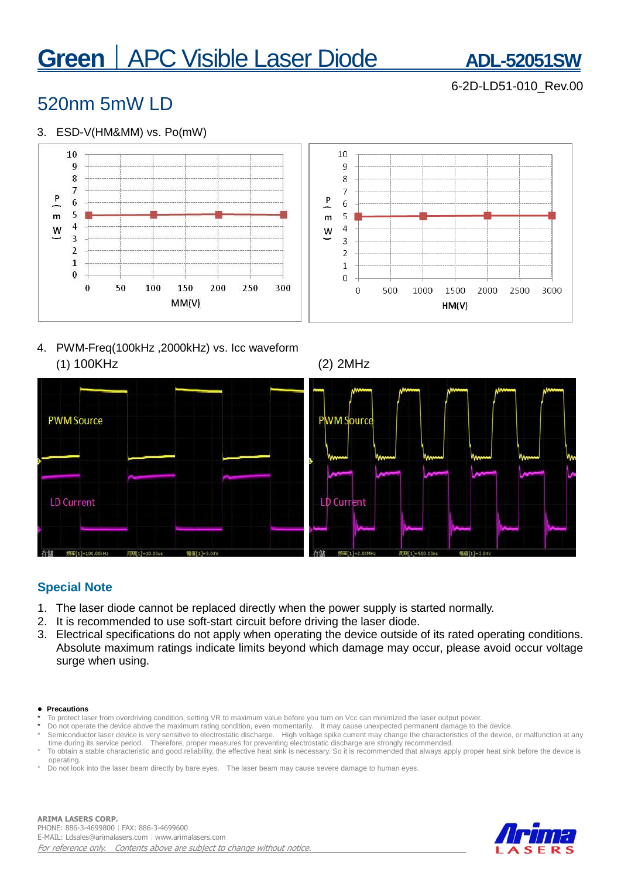# Green | APC Visible Laser Diode

**ADL-52051SW**

6-2D-LD51-010_Rev.00

## 520nm 5mW LD

3. ESD-V(HM&MM) vs. Po(mW)

P (mW)
10
9
8
7
6
5
4
3
2
1
0
0 50 100 150 200 250 300
MM(V)

P (mW)
10
9
8
7
6
5
4
3
2
1
0
0 500 1000 1500 2000 2500 3000
HM(V)

4. PWM-Freq(100kHz ,2000kHz) vs. Icc waveform

(1) 100KHz

PWM Source

LD Current

存储 频率[1]=100.00kHz 周期[1]=10.00us 幅值[1]=3.04V

(2) 2MHz

PWM Source

LD Current

存储 频率[1]=2.00MHz 周期[1]=500.00ns 幅值[1]=3.04V

### Special Note

1. The laser diode cannot be replaced directly when the power supply is started normally.
2. It is recommended to use soft-start circuit before driving the laser diode.
3. Electrical specifications do not apply when operating the device outside of its rated operating conditions. Absolute maximum ratings indicate limits beyond which damage may occur, please avoid occur voltage surge when using.

- **Precautions**

* To protect laser from overdriving condition, setting VR to maximum value before you turn on Vcc can minimized the laser output power.
* Do not operate the device above the maximum rating condition, even momentarily. It may cause unexpected permanent damage to the device.
* Semiconductor laser device is very sensitive to electrostatic discharge. High voltage spike current may change the characteristics of the device, or malfunction at any time during its service period. Therefore, proper measures for preventing electrostatic discharge are strongly recommended.
* To obtain a stable characteristic and good reliability, the effective heat sink is necessary. So it is recommended that always apply proper heat sink before the device is operating.
* Do not look into the laser beam directly by bare eyes. The laser beam may cause severe damage to human eyes.

**ARIMA LASERS CORP.**
PHONE: 886-3-4699800 | FAX: 886-3-4699600
E-MAIL: Ldsales@arimalasers.com | www.arimalasers.com
*For reference only. Contents above are subject to change without notice.*